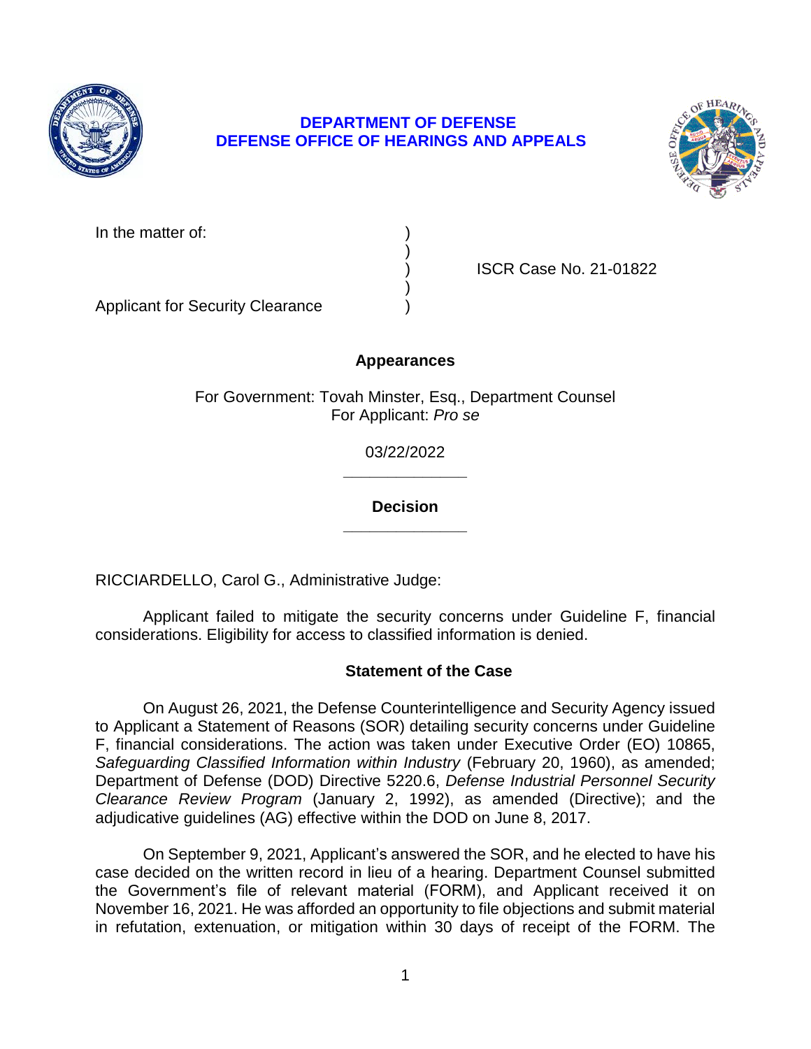**DEPARTMENT OF DEFENSE**
**DEFENSE OFFICE OF HEARINGS AND APPEALS**

In the matter of: )
)
) ISCR Case No. 21-01822
)
Applicant for Security Clearance )

**Appearances**

For Government: Tovah Minster, Esq., Department Counsel
For Applicant: *Pro se*

03/22/2022

______________

**Decision**

______________

RICCIARDELLO, Carol G., Administrative Judge:

Applicant failed to mitigate the security concerns under Guideline F, financial considerations. Eligibility for access to classified information is denied.

**Statement of the Case**

On August 26, 2021, the Defense Counterintelligence and Security Agency issued to Applicant a Statement of Reasons (SOR) detailing security concerns under Guideline F, financial considerations. The action was taken under Executive Order (EO) 10865, *Safeguarding Classified Information within Industry* (February 20, 1960), as amended; Department of Defense (DOD) Directive 5220.6, *Defense Industrial Personnel Security Clearance Review Program* (January 2, 1992), as amended (Directive); and the adjudicative guidelines (AG) effective within the DOD on June 8, 2017.

On September 9, 2021, Applicant's answered the SOR, and he elected to have his case decided on the written record in lieu of a hearing. Department Counsel submitted the Government's file of relevant material (FORM), and Applicant received it on November 16, 2021. He was afforded an opportunity to file objections and submit material in refutation, extenuation, or mitigation within 30 days of receipt of the FORM. The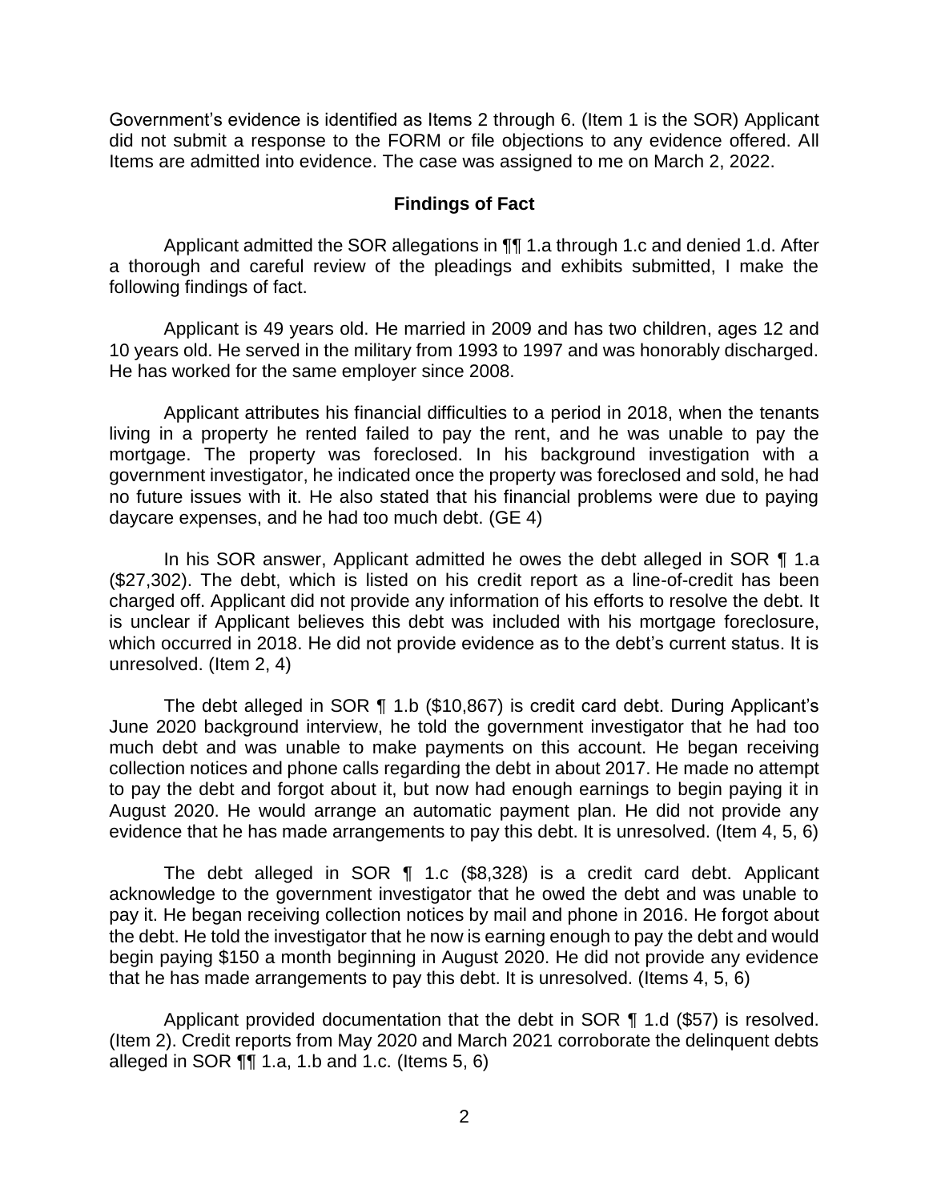Government's evidence is identified as Items 2 through 6. (Item 1 is the SOR) Applicant did not submit a response to the FORM or file objections to any evidence offered. All Items are admitted into evidence. The case was assigned to me on March 2, 2022.

## Findings of Fact

Applicant admitted the SOR allegations in ¶¶ 1.a through 1.c and denied 1.d. After a thorough and careful review of the pleadings and exhibits submitted, I make the following findings of fact.

Applicant is 49 years old. He married in 2009 and has two children, ages 12 and 10 years old. He served in the military from 1993 to 1997 and was honorably discharged. He has worked for the same employer since 2008.

Applicant attributes his financial difficulties to a period in 2018, when the tenants living in a property he rented failed to pay the rent, and he was unable to pay the mortgage. The property was foreclosed. In his background investigation with a government investigator, he indicated once the property was foreclosed and sold, he had no future issues with it. He also stated that his financial problems were due to paying daycare expenses, and he had too much debt. (GE 4)

In his SOR answer, Applicant admitted he owes the debt alleged in SOR ¶ 1.a ($27,302). The debt, which is listed on his credit report as a line-of-credit has been charged off. Applicant did not provide any information of his efforts to resolve the debt. It is unclear if Applicant believes this debt was included with his mortgage foreclosure, which occurred in 2018. He did not provide evidence as to the debt's current status. It is unresolved. (Item 2, 4)

The debt alleged in SOR ¶ 1.b ($10,867) is credit card debt. During Applicant's June 2020 background interview, he told the government investigator that he had too much debt and was unable to make payments on this account. He began receiving collection notices and phone calls regarding the debt in about 2017. He made no attempt to pay the debt and forgot about it, but now had enough earnings to begin paying it in August 2020. He would arrange an automatic payment plan. He did not provide any evidence that he has made arrangements to pay this debt. It is unresolved. (Item 4, 5, 6)

The debt alleged in SOR ¶ 1.c ($8,328) is a credit card debt. Applicant acknowledge to the government investigator that he owed the debt and was unable to pay it. He began receiving collection notices by mail and phone in 2016. He forgot about the debt. He told the investigator that he now is earning enough to pay the debt and would begin paying $150 a month beginning in August 2020. He did not provide any evidence that he has made arrangements to pay this debt. It is unresolved. (Items 4, 5, 6)

Applicant provided documentation that the debt in SOR ¶ 1.d ($57) is resolved. (Item 2). Credit reports from May 2020 and March 2021 corroborate the delinquent debts alleged in SOR ¶¶ 1.a, 1.b and 1.c. (Items 5, 6)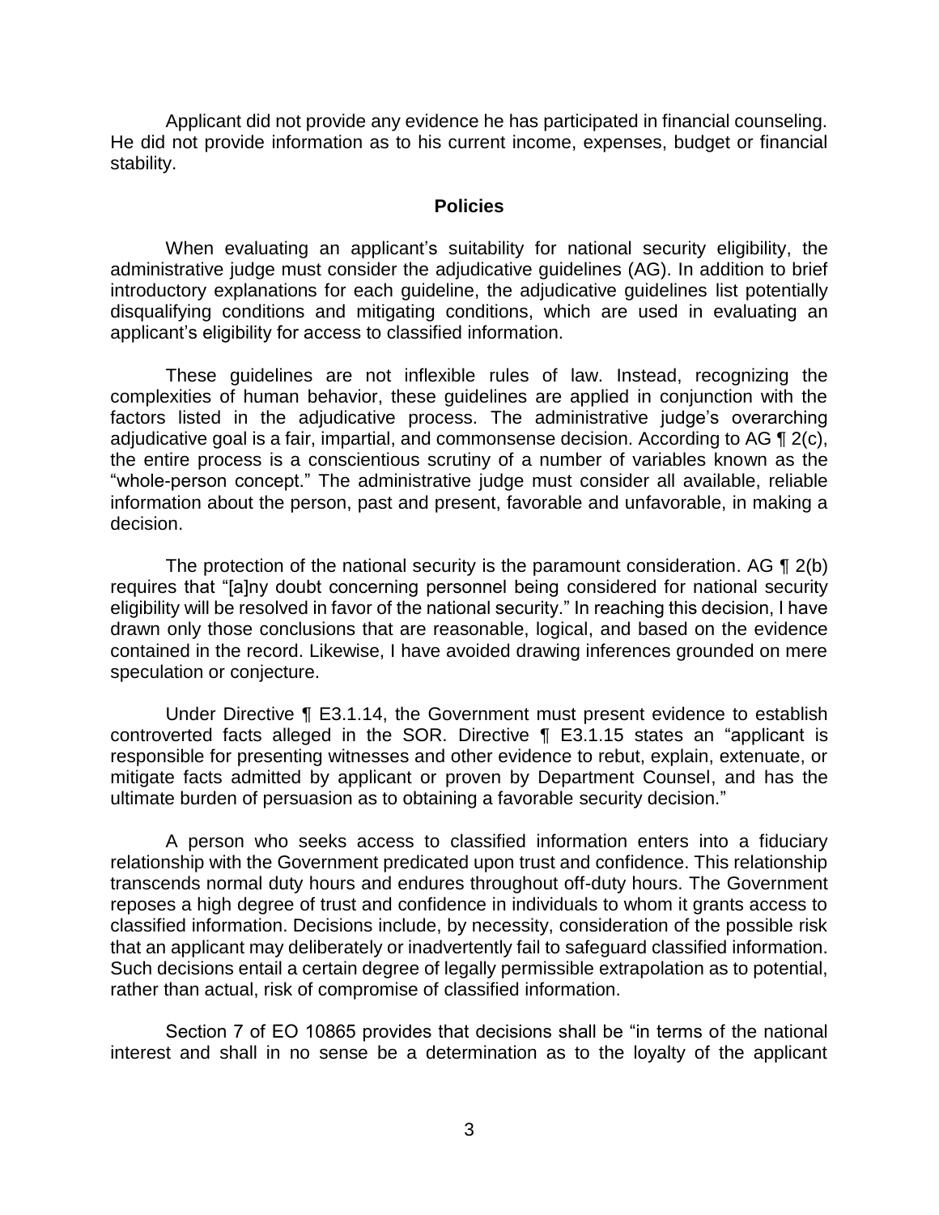Applicant did not provide any evidence he has participated in financial counseling. He did not provide information as to his current income, expenses, budget or financial stability.

## Policies

When evaluating an applicant's suitability for national security eligibility, the administrative judge must consider the adjudicative guidelines (AG). In addition to brief introductory explanations for each guideline, the adjudicative guidelines list potentially disqualifying conditions and mitigating conditions, which are used in evaluating an applicant's eligibility for access to classified information.

These guidelines are not inflexible rules of law. Instead, recognizing the complexities of human behavior, these guidelines are applied in conjunction with the factors listed in the adjudicative process. The administrative judge's overarching adjudicative goal is a fair, impartial, and commonsense decision. According to AG ¶ 2(c), the entire process is a conscientious scrutiny of a number of variables known as the "whole-person concept." The administrative judge must consider all available, reliable information about the person, past and present, favorable and unfavorable, in making a decision.

The protection of the national security is the paramount consideration. AG ¶ 2(b) requires that "[a]ny doubt concerning personnel being considered for national security eligibility will be resolved in favor of the national security." In reaching this decision, I have drawn only those conclusions that are reasonable, logical, and based on the evidence contained in the record. Likewise, I have avoided drawing inferences grounded on mere speculation or conjecture.

Under Directive ¶ E3.1.14, the Government must present evidence to establish controverted facts alleged in the SOR. Directive ¶ E3.1.15 states an "applicant is responsible for presenting witnesses and other evidence to rebut, explain, extenuate, or mitigate facts admitted by applicant or proven by Department Counsel, and has the ultimate burden of persuasion as to obtaining a favorable security decision."

A person who seeks access to classified information enters into a fiduciary relationship with the Government predicated upon trust and confidence. This relationship transcends normal duty hours and endures throughout off-duty hours. The Government reposes a high degree of trust and confidence in individuals to whom it grants access to classified information. Decisions include, by necessity, consideration of the possible risk that an applicant may deliberately or inadvertently fail to safeguard classified information. Such decisions entail a certain degree of legally permissible extrapolation as to potential, rather than actual, risk of compromise of classified information.

Section 7 of EO 10865 provides that decisions shall be "in terms of the national interest and shall in no sense be a determination as to the loyalty of the applicant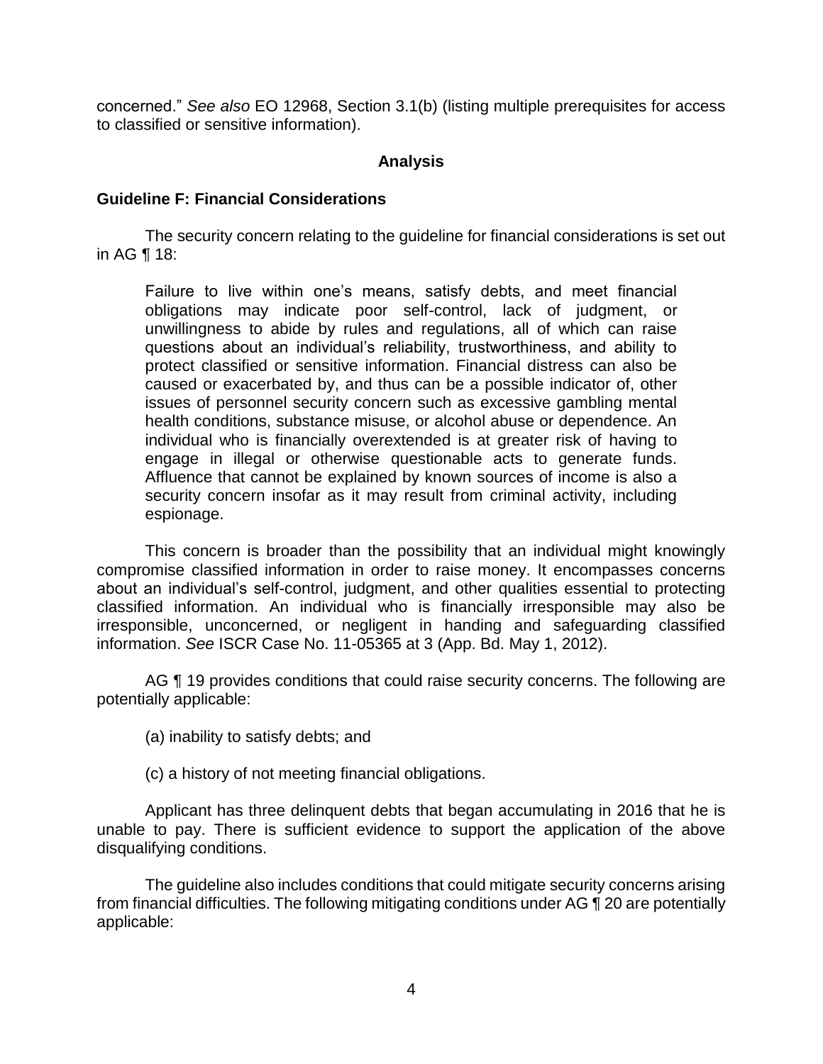concerned." *See also* EO 12968, Section 3.1(b) (listing multiple prerequisites for access to classified or sensitive information).

## Analysis

### Guideline F: Financial Considerations

The security concern relating to the guideline for financial considerations is set out in AG ¶ 18:

> Failure to live within one's means, satisfy debts, and meet financial obligations may indicate poor self-control, lack of judgment, or unwillingness to abide by rules and regulations, all of which can raise questions about an individual's reliability, trustworthiness, and ability to protect classified or sensitive information. Financial distress can also be caused or exacerbated by, and thus can be a possible indicator of, other issues of personnel security concern such as excessive gambling mental health conditions, substance misuse, or alcohol abuse or dependence. An individual who is financially overextended is at greater risk of having to engage in illegal or otherwise questionable acts to generate funds. Affluence that cannot be explained by known sources of income is also a security concern insofar as it may result from criminal activity, including espionage.

This concern is broader than the possibility that an individual might knowingly compromise classified information in order to raise money. It encompasses concerns about an individual's self-control, judgment, and other qualities essential to protecting classified information. An individual who is financially irresponsible may also be irresponsible, unconcerned, or negligent in handing and safeguarding classified information. *See* ISCR Case No. 11-05365 at 3 (App. Bd. May 1, 2012).

AG ¶ 19 provides conditions that could raise security concerns. The following are potentially applicable:

> (a) inability to satisfy debts; and
>
> (c) a history of not meeting financial obligations.

Applicant has three delinquent debts that began accumulating in 2016 that he is unable to pay. There is sufficient evidence to support the application of the above disqualifying conditions.

The guideline also includes conditions that could mitigate security concerns arising from financial difficulties. The following mitigating conditions under AG ¶ 20 are potentially applicable: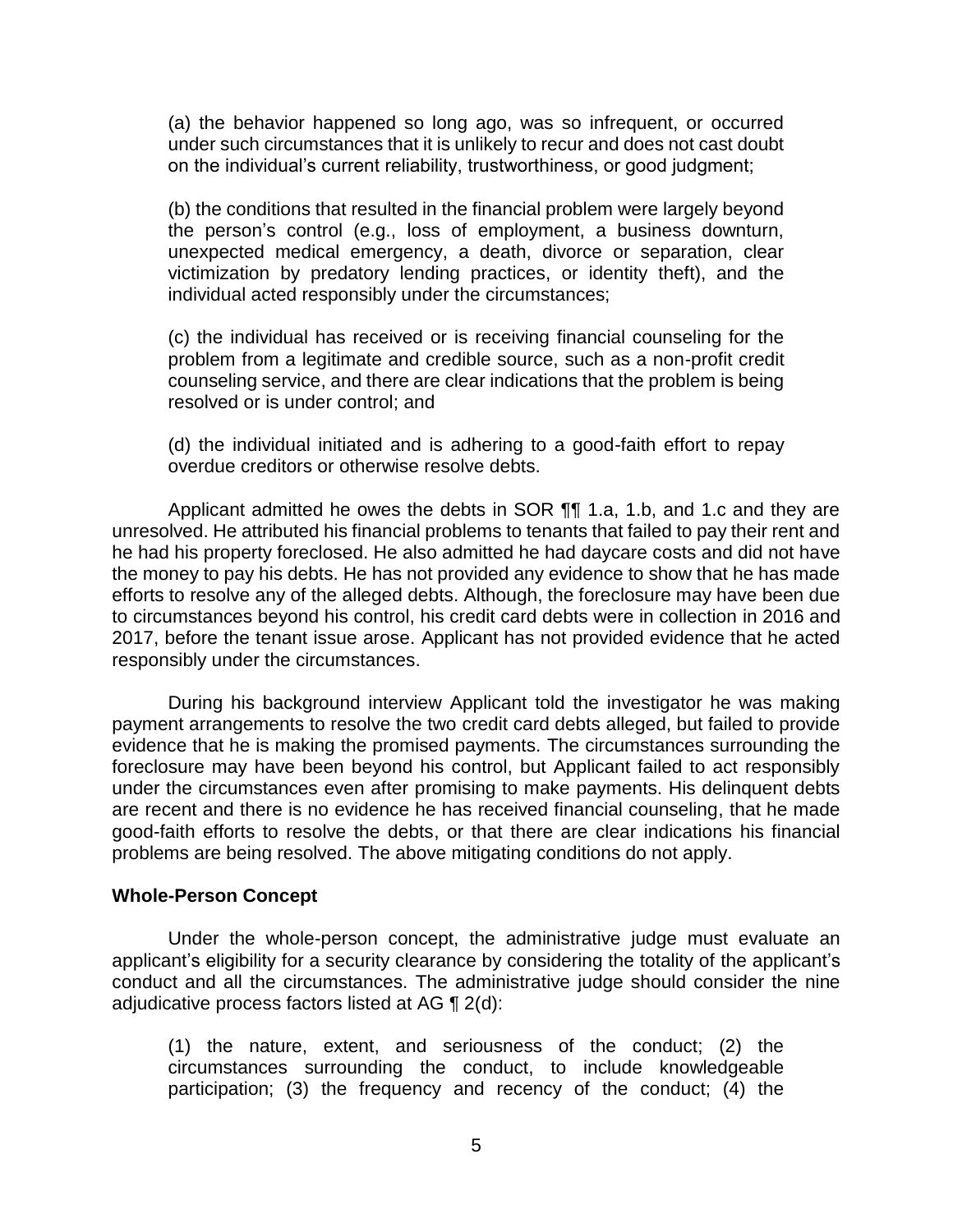(a) the behavior happened so long ago, was so infrequent, or occurred under such circumstances that it is unlikely to recur and does not cast doubt on the individual's current reliability, trustworthiness, or good judgment;

(b) the conditions that resulted in the financial problem were largely beyond the person's control (e.g., loss of employment, a business downturn, unexpected medical emergency, a death, divorce or separation, clear victimization by predatory lending practices, or identity theft), and the individual acted responsibly under the circumstances;

(c) the individual has received or is receiving financial counseling for the problem from a legitimate and credible source, such as a non-profit credit counseling service, and there are clear indications that the problem is being resolved or is under control; and

(d) the individual initiated and is adhering to a good-faith effort to repay overdue creditors or otherwise resolve debts.

Applicant admitted he owes the debts in SOR ¶¶ 1.a, 1.b, and 1.c and they are unresolved. He attributed his financial problems to tenants that failed to pay their rent and he had his property foreclosed. He also admitted he had daycare costs and did not have the money to pay his debts. He has not provided any evidence to show that he has made efforts to resolve any of the alleged debts. Although, the foreclosure may have been due to circumstances beyond his control, his credit card debts were in collection in 2016 and 2017, before the tenant issue arose. Applicant has not provided evidence that he acted responsibly under the circumstances.

During his background interview Applicant told the investigator he was making payment arrangements to resolve the two credit card debts alleged, but failed to provide evidence that he is making the promised payments. The circumstances surrounding the foreclosure may have been beyond his control, but Applicant failed to act responsibly under the circumstances even after promising to make payments. His delinquent debts are recent and there is no evidence he has received financial counseling, that he made good-faith efforts to resolve the debts, or that there are clear indications his financial problems are being resolved. The above mitigating conditions do not apply.

**Whole-Person Concept**

Under the whole-person concept, the administrative judge must evaluate an applicant's eligibility for a security clearance by considering the totality of the applicant's conduct and all the circumstances. The administrative judge should consider the nine adjudicative process factors listed at AG ¶ 2(d):

(1) the nature, extent, and seriousness of the conduct; (2) the circumstances surrounding the conduct, to include knowledgeable participation; (3) the frequency and recency of the conduct; (4) the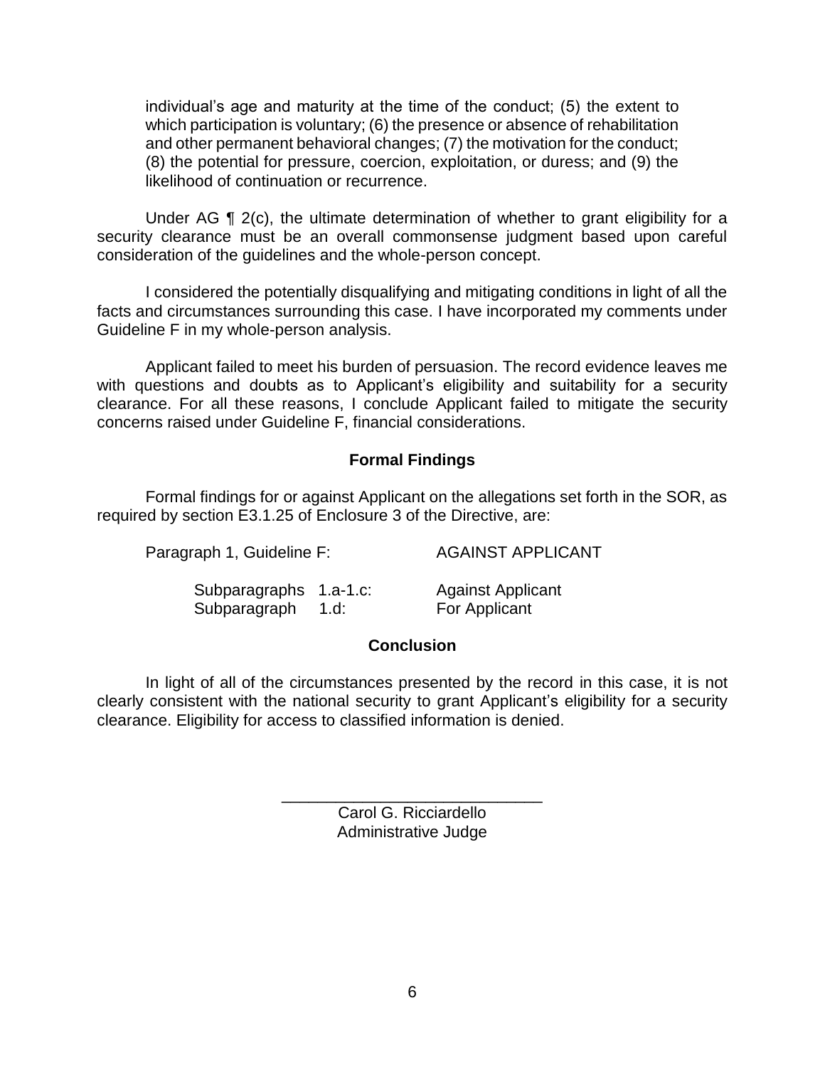individual's age and maturity at the time of the conduct; (5) the extent to which participation is voluntary; (6) the presence or absence of rehabilitation and other permanent behavioral changes; (7) the motivation for the conduct; (8) the potential for pressure, coercion, exploitation, or duress; and (9) the likelihood of continuation or recurrence.

Under AG ¶ 2(c), the ultimate determination of whether to grant eligibility for a security clearance must be an overall commonsense judgment based upon careful consideration of the guidelines and the whole-person concept.

I considered the potentially disqualifying and mitigating conditions in light of all the facts and circumstances surrounding this case. I have incorporated my comments under Guideline F in my whole-person analysis.

Applicant failed to meet his burden of persuasion. The record evidence leaves me with questions and doubts as to Applicant's eligibility and suitability for a security clearance. For all these reasons, I conclude Applicant failed to mitigate the security concerns raised under Guideline F, financial considerations.

## Formal Findings

Formal findings for or against Applicant on the allegations set forth in the SOR, as required by section E3.1.25 of Enclosure 3 of the Directive, are:

| | |
|---|---|
| Paragraph 1, Guideline F: | AGAINST APPLICANT |
| Subparagraphs 1.a-1.c: | Against Applicant |
| Subparagraph 1.d: | For Applicant |

## Conclusion

In light of all of the circumstances presented by the record in this case, it is not clearly consistent with the national security to grant Applicant's eligibility for a security clearance. Eligibility for access to classified information is denied.

\_\_\_\_\_\_\_\_\_\_\_\_\_\_\_\_\_\_\_\_\_\_\_\_\_\_\_\_\_\_

Carol G. Ricciardello
Administrative Judge